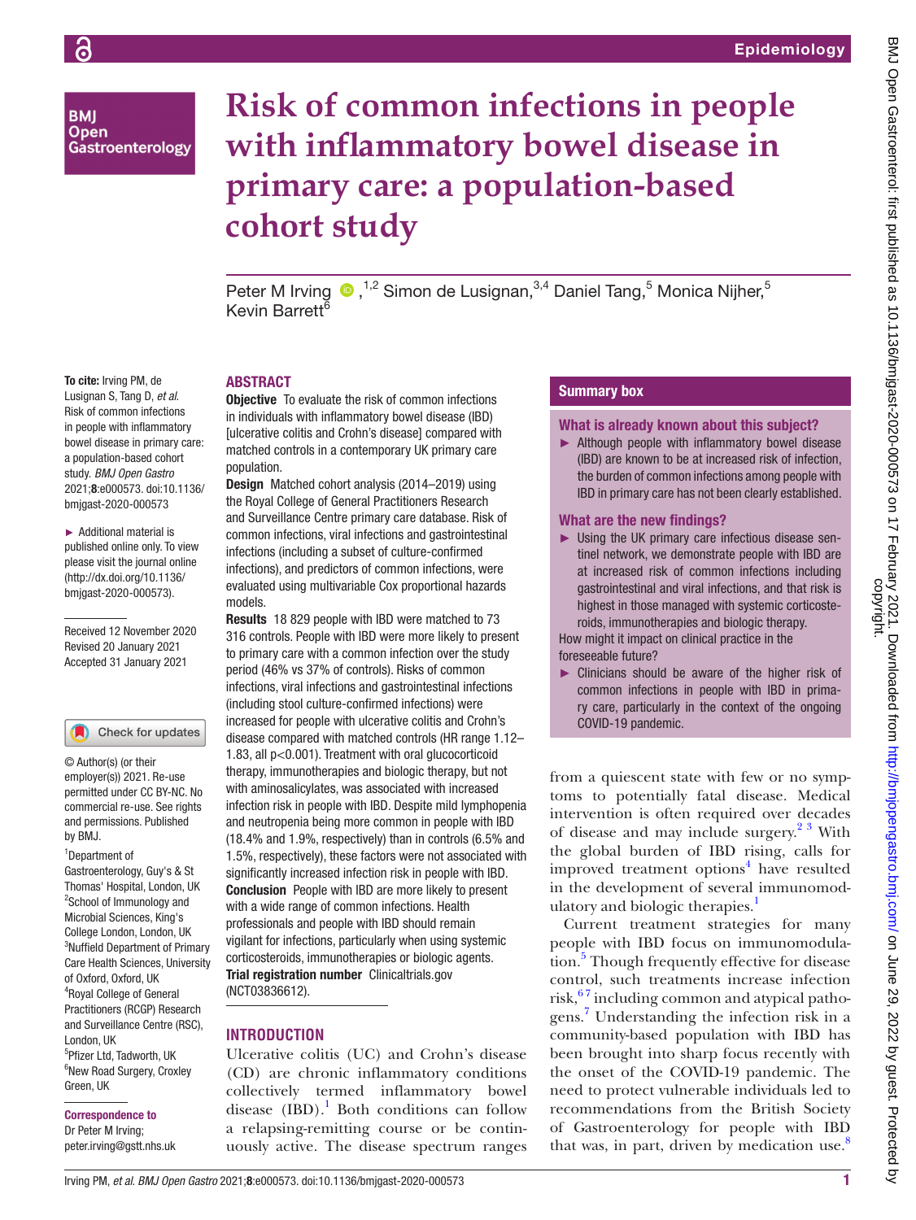# Risk of common infections in people with inflammatory bowel disease in primary care: a population-based cohort study

Peter M Irving[1,2], Simon de Lusignan[3,4], Daniel Tang[5], Monica Nijher[5], Kevin Barrett[6]

**To cite:** Irving PM, de Lusignan S, Tang D, *et al.* Risk of common infections in people with inflammatory bowel disease in primary care: a population-based cohort study. *BMJ Open Gastro* 2021;**8**:e000573. doi:10.1136/bmjgast-2020-000573

► Additional material is published online only. To view please visit the journal online (http://dx.doi.org/10.1136/bmjgast-2020-000573).

Received 12 November 2020
Revised 20 January 2021
Accepted 31 January 2021

© Author(s) (or their employer(s)) 2021. Re-use permitted under CC BY-NC. No commercial re-use. See rights and permissions. Published by BMJ.

[1]Department of Gastroenterology, Guy's & St Thomas' Hospital, London, UK
[2]School of Immunology and Microbial Sciences, King's College London, London, UK
[3]Nuffield Department of Primary Care Health Sciences, University of Oxford, Oxford, UK
[4]Royal College of General Practitioners (RCGP) Research and Surveillance Centre (RSC), London, UK
[5]Pfizer Ltd, Tadworth, UK
[6]New Road Surgery, Croxley Green, UK

**Correspondence to**
Dr Peter M Irving;
peter.irving@gstt.nhs.uk

## ABSTRACT

**Objective** To evaluate the risk of common infections in individuals with inflammatory bowel disease (IBD) [ulcerative colitis and Crohn's disease] compared with matched controls in a contemporary UK primary care population.

**Design** Matched cohort analysis (2014–2019) using the Royal College of General Practitioners Research and Surveillance Centre primary care database. Risk of common infections, viral infections and gastrointestinal infections (including a subset of culture-confirmed infections), and predictors of common infections, were evaluated using multivariable Cox proportional hazards models.

**Results** 18 829 people with IBD were matched to 73 316 controls. People with IBD were more likely to present to primary care with a common infection over the study period (46% vs 37% of controls). Risks of common infections, viral infections and gastrointestinal infections (including stool culture-confirmed infections) were increased for people with ulcerative colitis and Crohn's disease compared with matched controls (HR range 1.12–1.83, all p<0.001). Treatment with oral glucocorticoid therapy, immunotherapies and biologic therapy, but not with aminosalicylates, was associated with increased infection risk in people with IBD. Despite mild lymphopenia and neutropenia being more common in people with IBD (18.4% and 1.9%, respectively) than in controls (6.5% and 1.5%, respectively), these factors were not associated with significantly increased infection risk in people with IBD.

**Conclusion** People with IBD are more likely to present with a wide range of common infections. Health professionals and people with IBD should remain vigilant for infections, particularly when using systemic corticosteroids, immunotherapies or biologic agents.

**Trial registration number** Clinicaltrials.gov (NCT03836612).

## Summary box

### What is already known about this subject?

► Although people with inflammatory bowel disease (IBD) are known to be at increased risk of infection, the burden of common infections among people with IBD in primary care has not been clearly established.

### What are the new findings?

► Using the UK primary care infectious disease sentinel network, we demonstrate people with IBD are at increased risk of common infections including gastrointestinal and viral infections, and that risk is highest in those managed with systemic corticosteroids, immunotherapies and biologic therapy.

How might it impact on clinical practice in the foreseeable future?

► Clinicians should be aware of the higher risk of common infections in people with IBD in primary care, particularly in the context of the ongoing COVID-19 pandemic.

## INTRODUCTION

Ulcerative colitis (UC) and Crohn's disease (CD) are chronic inflammatory conditions collectively termed inflammatory bowel disease (IBD).[1] Both conditions can follow a relapsing-remitting course or be continuously active. The disease spectrum ranges from a quiescent state with few or no symptoms to potentially fatal disease. Medical intervention is often required over decades of disease and may include surgery.[2,3] With the global burden of IBD rising, calls for improved treatment options[4] have resulted in the development of several immunomodulatory and biologic therapies.[1]

Current treatment strategies for many people with IBD focus on immunomodulation.[5] Though frequently effective for disease control, such treatments increase infection risk,[6,7] including common and atypical pathogens.[7] Understanding the infection risk in a community-based population with IBD has been brought into sharp focus recently with the onset of the COVID-19 pandemic. The need to protect vulnerable individuals led to recommendations from the British Society of Gastroenterology for people with IBD that was, in part, driven by medication use.[8]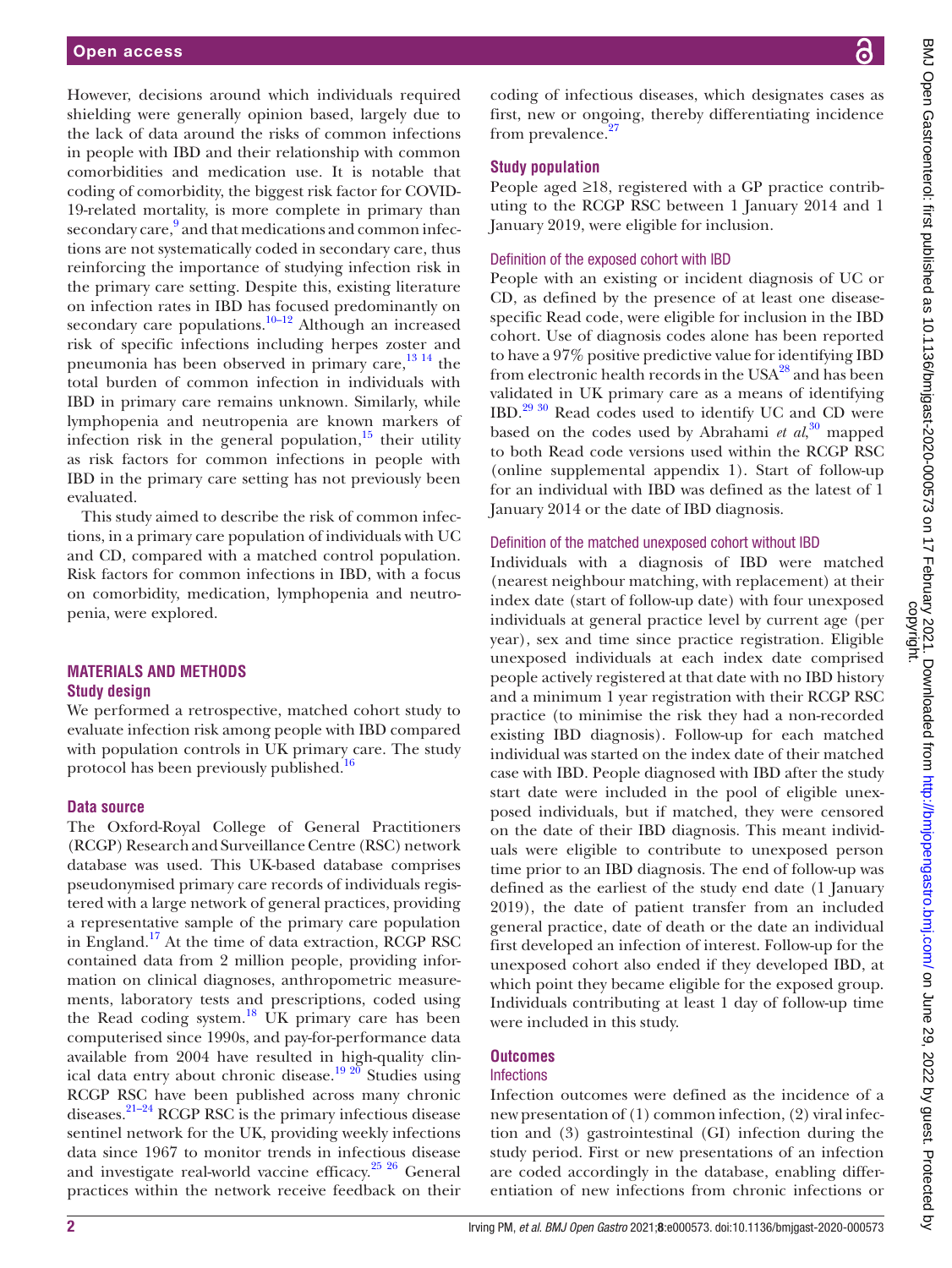However, decisions around which individuals required shielding were generally opinion based, largely due to the lack of data around the risks of common infections in people with IBD and their relationship with common comorbidities and medication use. It is notable that coding of comorbidity, the biggest risk factor for COVID-19-related mortality, is more complete in primary than secondary care,[9] and that medications and common infections are not systematically coded in secondary care, thus reinforcing the importance of studying infection risk in the primary care setting. Despite this, existing literature on infection rates in IBD has focused predominantly on secondary care populations.[10–12] Although an increased risk of specific infections including herpes zoster and pneumonia has been observed in primary care,[13 14] the total burden of common infection in individuals with IBD in primary care remains unknown. Similarly, while lymphopenia and neutropenia are known markers of infection risk in the general population,[15] their utility as risk factors for common infections in people with IBD in the primary care setting has not previously been evaluated.

This study aimed to describe the risk of common infections, in a primary care population of individuals with UC and CD, compared with a matched control population. Risk factors for common infections in IBD, with a focus on comorbidity, medication, lymphopenia and neutropenia, were explored.

## MATERIALS AND METHODS

### Study design

We performed a retrospective, matched cohort study to evaluate infection risk among people with IBD compared with population controls in UK primary care. The study protocol has been previously published.[16]

### Data source

The Oxford-Royal College of General Practitioners (RCGP) Research and Surveillance Centre (RSC) network database was used. This UK-based database comprises pseudonymised primary care records of individuals registered with a large network of general practices, providing a representative sample of the primary care population in England.[17] At the time of data extraction, RCGP RSC contained data from 2 million people, providing information on clinical diagnoses, anthropometric measurements, laboratory tests and prescriptions, coded using the Read coding system.[18] UK primary care has been computerised since 1990s, and pay-for-performance data available from 2004 have resulted in high-quality clinical data entry about chronic disease.[19 20] Studies using RCGP RSC have been published across many chronic diseases.[21–24] RCGP RSC is the primary infectious disease sentinel network for the UK, providing weekly infections data since 1967 to monitor trends in infectious disease and investigate real-world vaccine efficacy.[25 26] General practices within the network receive feedback on their coding of infectious diseases, which designates cases as first, new or ongoing, thereby differentiating incidence from prevalence.[27]

### Study population

People aged ≥18, registered with a GP practice contributing to the RCGP RSC between 1 January 2014 and 1 January 2019, were eligible for inclusion.

#### Definition of the exposed cohort with IBD

People with an existing or incident diagnosis of UC or CD, as defined by the presence of at least one disease-specific Read code, were eligible for inclusion in the IBD cohort. Use of diagnosis codes alone has been reported to have a 97% positive predictive value for identifying IBD from electronic health records in the USA[28] and has been validated in UK primary care as a means of identifying IBD.[29 30] Read codes used to identify UC and CD were based on the codes used by Abrahami *et al*,[30] mapped to both Read code versions used within the RCGP RSC (online supplemental appendix 1). Start of follow-up for an individual with IBD was defined as the latest of 1 January 2014 or the date of IBD diagnosis.

#### Definition of the matched unexposed cohort without IBD

Individuals with a diagnosis of IBD were matched (nearest neighbour matching, with replacement) at their index date (start of follow-up date) with four unexposed individuals at general practice level by current age (per year), sex and time since practice registration. Eligible unexposed individuals at each index date comprised people actively registered at that date with no IBD history and a minimum 1 year registration with their RCGP RSC practice (to minimise the risk they had a non-recorded existing IBD diagnosis). Follow-up for each matched individual was started on the index date of their matched case with IBD. People diagnosed with IBD after the study start date were included in the pool of eligible unexposed individuals, but if matched, they were censored on the date of their IBD diagnosis. This meant individuals were eligible to contribute to unexposed person time prior to an IBD diagnosis. The end of follow-up was defined as the earliest of the study end date (1 January 2019), the date of patient transfer from an included general practice, date of death or the date an individual first developed an infection of interest. Follow-up for the unexposed cohort also ended if they developed IBD, at which point they became eligible for the exposed group. Individuals contributing at least 1 day of follow-up time were included in this study.

### Outcomes

#### Infections

Infection outcomes were defined as the incidence of a new presentation of (1) common infection, (2) viral infection and (3) gastrointestinal (GI) infection during the study period. First or new presentations of an infection are coded accordingly in the database, enabling differentiation of new infections from chronic infections or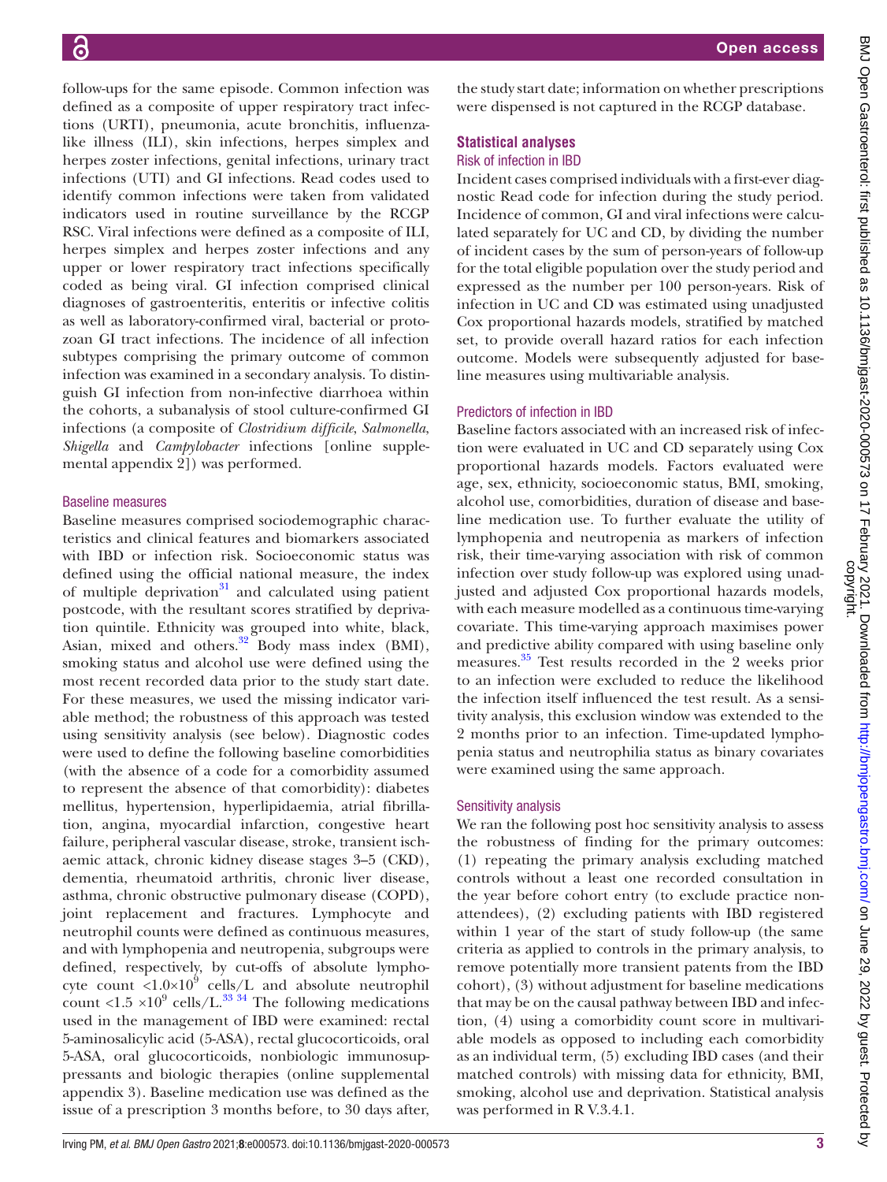follow-ups for the same episode. Common infection was defined as a composite of upper respiratory tract infections (URTI), pneumonia, acute bronchitis, influenza-like illness (ILI), skin infections, herpes simplex and herpes zoster infections, genital infections, urinary tract infections (UTI) and GI infections. Read codes used to identify common infections were taken from validated indicators used in routine surveillance by the RCGP RSC. Viral infections were defined as a composite of ILI, herpes simplex and herpes zoster infections and any upper or lower respiratory tract infections specifically coded as being viral. GI infection comprised clinical diagnoses of gastroenteritis, enteritis or infective colitis as well as laboratory-confirmed viral, bacterial or protozoan GI tract infections. The incidence of all infection subtypes comprising the primary outcome of common infection was examined in a secondary analysis. To distinguish GI infection from non-infective diarrhoea within the cohorts, a subanalysis of stool culture-confirmed GI infections (a composite of *Clostridium difficile*, *Salmonella*, *Shigella* and *Campylobacter* infections [online supplemental appendix 2]) was performed.

### Baseline measures

Baseline measures comprised sociodemographic characteristics and clinical features and biomarkers associated with IBD or infection risk. Socioeconomic status was defined using the official national measure, the index of multiple deprivation[31] and calculated using patient postcode, with the resultant scores stratified by deprivation quintile. Ethnicity was grouped into white, black, Asian, mixed and others.[32] Body mass index (BMI), smoking status and alcohol use were defined using the most recent recorded data prior to the study start date. For these measures, we used the missing indicator variable method; the robustness of this approach was tested using sensitivity analysis (see below). Diagnostic codes were used to define the following baseline comorbidities (with the absence of a code for a comorbidity assumed to represent the absence of that comorbidity): diabetes mellitus, hypertension, hyperlipidaemia, atrial fibrillation, angina, myocardial infarction, congestive heart failure, peripheral vascular disease, stroke, transient ischaemic attack, chronic kidney disease stages 3–5 (CKD), dementia, rheumatoid arthritis, chronic liver disease, asthma, chronic obstructive pulmonary disease (COPD), joint replacement and fractures. Lymphocyte and neutrophil counts were defined as continuous measures, and with lymphopenia and neutropenia, subgroups were defined, respectively, by cut-offs of absolute lymphocyte count $<1.0\times10^{9}$ cells/L and absolute neutrophil count $<1.5\times10^{9}$ cells/L.[33,34] The following medications used in the management of IBD were examined: rectal 5-aminosalicylic acid (5-ASA), rectal glucocorticoids, oral 5-ASA, oral glucocorticoids, nonbiologic immunosuppressants and biologic therapies (online supplemental appendix 3). Baseline medication use was defined as the issue of a prescription 3 months before, to 30 days after, the study start date; information on whether prescriptions were dispensed is not captured in the RCGP database.

## Statistical analyses

### Risk of infection in IBD

Incident cases comprised individuals with a first-ever diagnostic Read code for infection during the study period. Incidence of common, GI and viral infections were calculated separately for UC and CD, by dividing the number of incident cases by the sum of person-years of follow-up for the total eligible population over the study period and expressed as the number per 100 person-years. Risk of infection in UC and CD was estimated using unadjusted Cox proportional hazards models, stratified by matched set, to provide overall hazard ratios for each infection outcome. Models were subsequently adjusted for baseline measures using multivariable analysis.

### Predictors of infection in IBD

Baseline factors associated with an increased risk of infection were evaluated in UC and CD separately using Cox proportional hazards models. Factors evaluated were age, sex, ethnicity, socioeconomic status, BMI, smoking, alcohol use, comorbidities, duration of disease and baseline medication use. To further evaluate the utility of lymphopenia and neutropenia as markers of infection risk, their time-varying association with risk of common infection over study follow-up was explored using unadjusted and adjusted Cox proportional hazards models, with each measure modelled as a continuous time-varying covariate. This time-varying approach maximises power and predictive ability compared with using baseline only measures.[35] Test results recorded in the 2 weeks prior to an infection were excluded to reduce the likelihood the infection itself influenced the test result. As a sensitivity analysis, this exclusion window was extended to the 2 months prior to an infection. Time-updated lymphopenia status and neutrophilia status as binary covariates were examined using the same approach.

### Sensitivity analysis

We ran the following post hoc sensitivity analysis to assess the robustness of finding for the primary outcomes: (1) repeating the primary analysis excluding matched controls without a least one recorded consultation in the year before cohort entry (to exclude practice non-attendees), (2) excluding patients with IBD registered within 1 year of the start of study follow-up (the same criteria as applied to controls in the primary analysis, to remove potentially more transient patents from the IBD cohort), (3) without adjustment for baseline medications that may be on the causal pathway between IBD and infection, (4) using a comorbidity count score in multivariable models as opposed to including each comorbidity as an individual term, (5) excluding IBD cases (and their matched controls) with missing data for ethnicity, BMI, smoking, alcohol use and deprivation. Statistical analysis was performed in R V.3.4.1.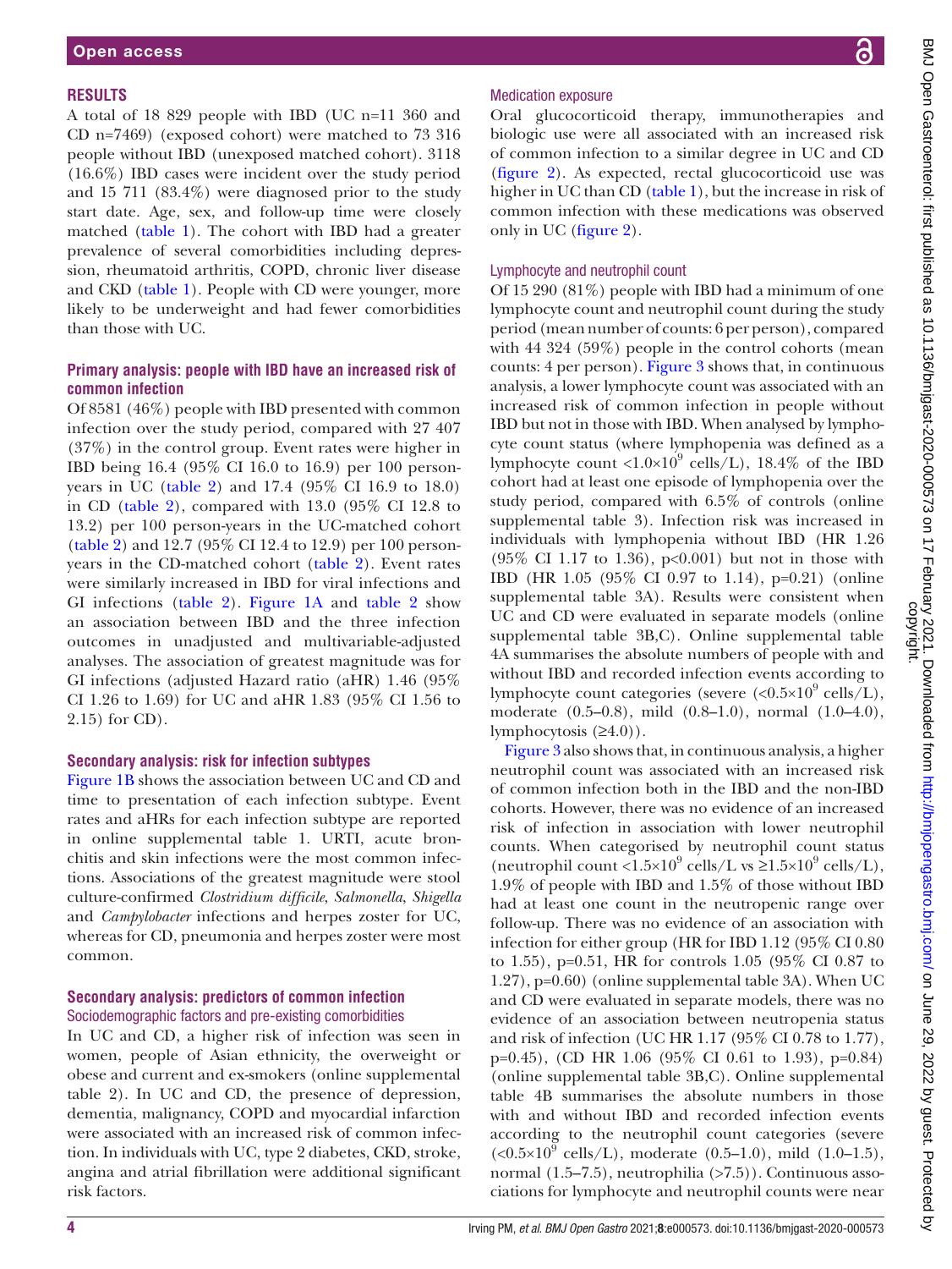## RESULTS

A total of 18 829 people with IBD (UC n=11 360 and CD n=7469) (exposed cohort) were matched to 73 316 people without IBD (unexposed matched cohort). 3118 (16.6%) IBD cases were incident over the study period and 15 711 (83.4%) were diagnosed prior to the study start date. Age, sex, and follow-up time were closely matched (table 1). The cohort with IBD had a greater prevalence of several comorbidities including depression, rheumatoid arthritis, COPD, chronic liver disease and CKD (table 1). People with CD were younger, more likely to be underweight and had fewer comorbidities than those with UC.

### Primary analysis: people with IBD have an increased risk of common infection

Of 8581 (46%) people with IBD presented with common infection over the study period, compared with 27 407 (37%) in the control group. Event rates were higher in IBD being 16.4 (95% CI 16.0 to 16.9) per 100 person-years in UC (table 2) and 17.4 (95% CI 16.9 to 18.0) in CD (table 2), compared with 13.0 (95% CI 12.8 to 13.2) per 100 person-years in the UC-matched cohort (table 2) and 12.7 (95% CI 12.4 to 12.9) per 100 person-years in the CD-matched cohort (table 2). Event rates were similarly increased in IBD for viral infections and GI infections (table 2). Figure 1A and table 2 show an association between IBD and the three infection outcomes in unadjusted and multivariable-adjusted analyses. The association of greatest magnitude was for GI infections (adjusted Hazard ratio (aHR) 1.46 (95% CI 1.26 to 1.69) for UC and aHR 1.83 (95% CI 1.56 to 2.15) for CD).

### Secondary analysis: risk for infection subtypes

Figure 1B shows the association between UC and CD and time to presentation of each infection subtype. Event rates and aHRs for each infection subtype are reported in online supplemental table 1. URTI, acute bronchitis and skin infections were the most common infections. Associations of the greatest magnitude were stool culture-confirmed *Clostridium difficile*, *Salmonella*, *Shigella* and *Campylobacter* infections and herpes zoster for UC, whereas for CD, pneumonia and herpes zoster were most common.

### Secondary analysis: predictors of common infection

#### Sociodemographic factors and pre-existing comorbidities

In UC and CD, a higher risk of infection was seen in women, people of Asian ethnicity, the overweight or obese and current and ex-smokers (online supplemental table 2). In UC and CD, the presence of depression, dementia, malignancy, COPD and myocardial infarction were associated with an increased risk of common infection. In individuals with UC, type 2 diabetes, CKD, stroke, angina and atrial fibrillation were additional significant risk factors.

#### Medication exposure

Oral glucocorticoid therapy, immunotherapies and biologic use were all associated with an increased risk of common infection to a similar degree in UC and CD (figure 2). As expected, rectal glucocorticoid use was higher in UC than CD (table 1), but the increase in risk of common infection with these medications was observed only in UC (figure 2).

#### Lymphocyte and neutrophil count

Of 15 290 (81%) people with IBD had a minimum of one lymphocyte count and neutrophil count during the study period (mean number of counts: 6 per person), compared with 44 324 (59%) people in the control cohorts (mean counts: 4 per person). Figure 3 shows that, in continuous analysis, a lower lymphocyte count was associated with an increased risk of common infection in people without IBD but not in those with IBD. When analysed by lymphocyte count status (where lymphopenia was defined as a lymphocyte count $<1.0\times10^9$ cells/L), 18.4% of the IBD cohort had at least one episode of lymphopenia over the study period, compared with 6.5% of controls (online supplemental table 3). Infection risk was increased in individuals with lymphopenia without IBD (HR 1.26 (95% CI 1.17 to 1.36), $p<0.001$) but not in those with IBD (HR 1.05 (95% CI 0.97 to 1.14), $p=0.21$) (online supplemental table 3A). Results were consistent when UC and CD were evaluated in separate models (online supplemental table 3B,C). Online supplemental table 4A summarises the absolute numbers of people with and without IBD and recorded infection events according to lymphocyte count categories (severe ($<0.5\times10^9$ cells/L), moderate (0.5–0.8), mild (0.8–1.0), normal (1.0–4.0), lymphocytosis (≥4.0)).

Figure 3 also shows that, in continuous analysis, a higher neutrophil count was associated with an increased risk of common infection both in the IBD and the non-IBD cohorts. However, there was no evidence of an increased risk of infection in association with lower neutrophil counts. When categorised by neutrophil count status (neutrophil count $<1.5\times10^9$ cells/L vs $\geq1.5\times10^9$ cells/L), 1.9% of people with IBD and 1.5% of those without IBD had at least one count in the neutropenic range over follow-up. There was no evidence of an association with infection for either group (HR for IBD 1.12 (95% CI 0.80 to 1.55), $p=0.51$, HR for controls 1.05 (95% CI 0.87 to 1.27), $p=0.60$) (online supplemental table 3A). When UC and CD were evaluated in separate models, there was no evidence of an association between neutropenia status and risk of infection (UC HR 1.17 (95% CI 0.78 to 1.77), $p=0.45$), (CD HR 1.06 (95% CI 0.61 to 1.93), $p=0.84$) (online supplemental table 3B,C). Online supplemental table 4B summarises the absolute numbers in those with and without IBD and recorded infection events according to the neutrophil count categories (severe ($<0.5\times10^9$ cells/L), moderate (0.5–1.0), mild (1.0–1.5), normal (1.5–7.5), neutrophilia (>7.5)). Continuous associations for lymphocyte and neutrophil counts were near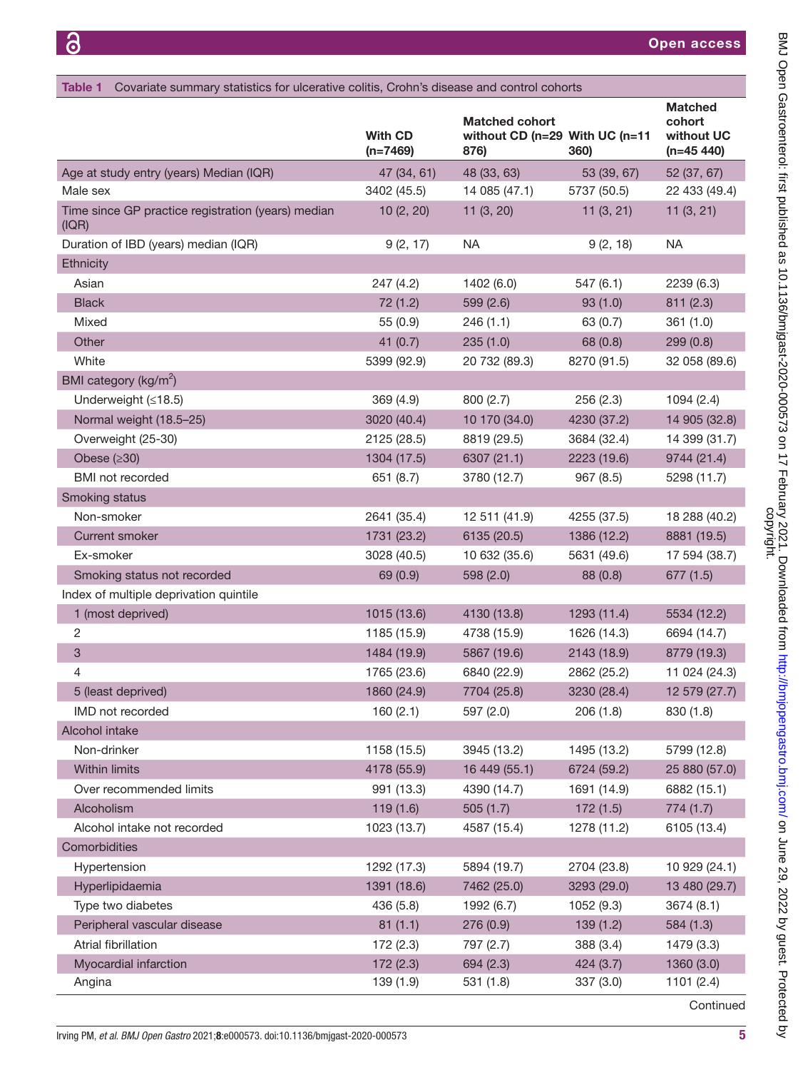**Table 1** Covariate summary statistics for ulcerative colitis, Crohn's disease and control cohorts

| | With CD (n=7469) | Matched cohort without CD (n=29 876) | With UC (n=11 360) | Matched cohort without UC (n=45 440) |
|---|---|---|---|---|
| Age at study entry (years) Median (IQR) | 47 (34, 61) | 48 (33, 63) | 53 (39, 67) | 52 (37, 67) |
| Male sex | 3402 (45.5) | 14 085 (47.1) | 5737 (50.5) | 22 433 (49.4) |
| Time since GP practice registration (years) median (IQR) | 10 (2, 20) | 11 (3, 20) | 11 (3, 21) | 11 (3, 21) |
| Duration of IBD (years) median (IQR) | 9 (2, 17) | NA | 9 (2, 18) | NA |
| Ethnicity | | | | |
| Asian | 247 (4.2) | 1402 (6.0) | 547 (6.1) | 2239 (6.3) |
| Black | 72 (1.2) | 599 (2.6) | 93 (1.0) | 811 (2.3) |
| Mixed | 55 (0.9) | 246 (1.1) | 63 (0.7) | 361 (1.0) |
| Other | 41 (0.7) | 235 (1.0) | 68 (0.8) | 299 (0.8) |
| White | 5399 (92.9) | 20 732 (89.3) | 8270 (91.5) | 32 058 (89.6) |
| BMI category (kg/m$^2$) | | | | |
| Underweight (≤18.5) | 369 (4.9) | 800 (2.7) | 256 (2.3) | 1094 (2.4) |
| Normal weight (18.5–25) | 3020 (40.4) | 10 170 (34.0) | 4230 (37.2) | 14 905 (32.8) |
| Overweight (25-30) | 2125 (28.5) | 8819 (29.5) | 3684 (32.4) | 14 399 (31.7) |
| Obese (≥30) | 1304 (17.5) | 6307 (21.1) | 2223 (19.6) | 9744 (21.4) |
| BMI not recorded | 651 (8.7) | 3780 (12.7) | 967 (8.5) | 5298 (11.7) |
| Smoking status | | | | |
| Non-smoker | 2641 (35.4) | 12 511 (41.9) | 4255 (37.5) | 18 288 (40.2) |
| Current smoker | 1731 (23.2) | 6135 (20.5) | 1386 (12.2) | 8881 (19.5) |
| Ex-smoker | 3028 (40.5) | 10 632 (35.6) | 5631 (49.6) | 17 594 (38.7) |
| Smoking status not recorded | 69 (0.9) | 598 (2.0) | 88 (0.8) | 677 (1.5) |
| Index of multiple deprivation quintile | | | | |
| 1 (most deprived) | 1015 (13.6) | 4130 (13.8) | 1293 (11.4) | 5534 (12.2) |
| 2 | 1185 (15.9) | 4738 (15.9) | 1626 (14.3) | 6694 (14.7) |
| 3 | 1484 (19.9) | 5867 (19.6) | 2143 (18.9) | 8779 (19.3) |
| 4 | 1765 (23.6) | 6840 (22.9) | 2862 (25.2) | 11 024 (24.3) |
| 5 (least deprived) | 1860 (24.9) | 7704 (25.8) | 3230 (28.4) | 12 579 (27.7) |
| IMD not recorded | 160 (2.1) | 597 (2.0) | 206 (1.8) | 830 (1.8) |
| Alcohol intake | | | | |
| Non-drinker | 1158 (15.5) | 3945 (13.2) | 1495 (13.2) | 5799 (12.8) |
| Within limits | 4178 (55.9) | 16 449 (55.1) | 6724 (59.2) | 25 880 (57.0) |
| Over recommended limits | 991 (13.3) | 4390 (14.7) | 1691 (14.9) | 6882 (15.1) |
| Alcoholism | 119 (1.6) | 505 (1.7) | 172 (1.5) | 774 (1.7) |
| Alcohol intake not recorded | 1023 (13.7) | 4587 (15.4) | 1278 (11.2) | 6105 (13.4) |
| Comorbidities | | | | |
| Hypertension | 1292 (17.3) | 5894 (19.7) | 2704 (23.8) | 10 929 (24.1) |
| Hyperlipidaemia | 1391 (18.6) | 7462 (25.0) | 3293 (29.0) | 13 480 (29.7) |
| Type two diabetes | 436 (5.8) | 1992 (6.7) | 1052 (9.3) | 3674 (8.1) |
| Peripheral vascular disease | 81 (1.1) | 276 (0.9) | 139 (1.2) | 584 (1.3) |
| Atrial fibrillation | 172 (2.3) | 797 (2.7) | 388 (3.4) | 1479 (3.3) |
| Myocardial infarction | 172 (2.3) | 694 (2.3) | 424 (3.7) | 1360 (3.0) |
| Angina | 139 (1.9) | 531 (1.8) | 337 (3.0) | 1101 (2.4) |

Continued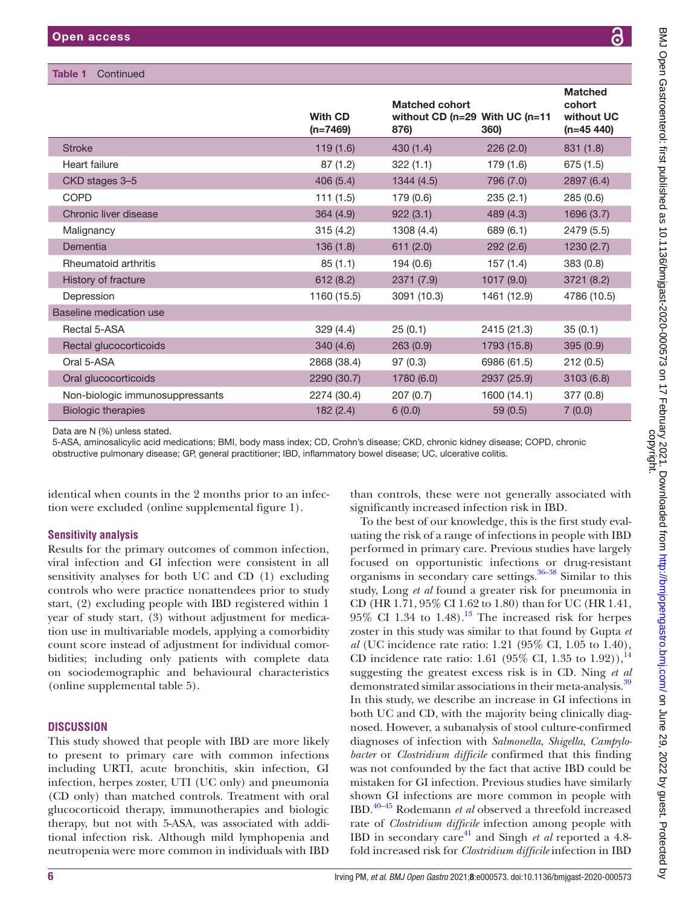**Table 1** Continued

| | With CD (n=7469) | Matched cohort without CD (n=29 876) | With UC (n=11 360) | Matched cohort without UC (n=45 440) |
|---|---|---|---|---|
| Stroke | 119 (1.6) | 430 (1.4) | 226 (2.0) | 831 (1.8) |
| Heart failure | 87 (1.2) | 322 (1.1) | 179 (1.6) | 675 (1.5) |
| CKD stages 3–5 | 406 (5.4) | 1344 (4.5) | 796 (7.0) | 2897 (6.4) |
| COPD | 111 (1.5) | 179 (0.6) | 235 (2.1) | 285 (0.6) |
| Chronic liver disease | 364 (4.9) | 922 (3.1) | 489 (4.3) | 1696 (3.7) |
| Malignancy | 315 (4.2) | 1308 (4.4) | 689 (6.1) | 2479 (5.5) |
| Dementia | 136 (1.8) | 611 (2.0) | 292 (2.6) | 1230 (2.7) |
| Rheumatoid arthritis | 85 (1.1) | 194 (0.6) | 157 (1.4) | 383 (0.8) |
| History of fracture | 612 (8.2) | 2371 (7.9) | 1017 (9.0) | 3721 (8.2) |
| Depression | 1160 (15.5) | 3091 (10.3) | 1461 (12.9) | 4786 (10.5) |
| Baseline medication use | | | | |
| Rectal 5-ASA | 329 (4.4) | 25 (0.1) | 2415 (21.3) | 35 (0.1) |
| Rectal glucocorticoids | 340 (4.6) | 263 (0.9) | 1793 (15.8) | 395 (0.9) |
| Oral 5-ASA | 2868 (38.4) | 97 (0.3) | 6986 (61.5) | 212 (0.5) |
| Oral glucocorticoids | 2290 (30.7) | 1780 (6.0) | 2937 (25.9) | 3103 (6.8) |
| Non-biologic immunosuppressants | 2274 (30.4) | 207 (0.7) | 1600 (14.1) | 377 (0.8) |
| Biologic therapies | 182 (2.4) | 6 (0.0) | 59 (0.5) | 7 (0.0) |

Data are N (%) unless stated.

5-ASA, aminosalicylic acid medications; BMI, body mass index; CD, Crohn's disease; CKD, chronic kidney disease; COPD, chronic obstructive pulmonary disease; GP, general practitioner; IBD, inflammatory bowel disease; UC, ulcerative colitis.

identical when counts in the 2 months prior to an infection were excluded (online supplemental figure 1).

### Sensitivity analysis

Results for the primary outcomes of common infection, viral infection and GI infection were consistent in all sensitivity analyses for both UC and CD (1) excluding controls who were practice nonattendees prior to study start, (2) excluding people with IBD registered within 1 year of study start, (3) without adjustment for medication use in multivariable models, applying a comorbidity count score instead of adjustment for individual comorbidities; including only patients with complete data on sociodemographic and behavioural characteristics (online supplemental table 5).

## DISCUSSION

This study showed that people with IBD are more likely to present to primary care with common infections including URTI, acute bronchitis, skin infection, GI infection, herpes zoster, UTI (UC only) and pneumonia (CD only) than matched controls. Treatment with oral glucocorticoid therapy, immunotherapies and biologic therapy, but not with 5-ASA, was associated with additional infection risk. Although mild lymphopenia and neutropenia were more common in individuals with IBD than controls, these were not generally associated with significantly increased infection risk in IBD.

To the best of our knowledge, this is the first study evaluating the risk of a range of infections in people with IBD performed in primary care. Previous studies have largely focused on opportunistic infections or drug-resistant organisms in secondary care settings.[36–38] Similar to this study, Long *et al* found a greater risk for pneumonia in CD (HR 1.71, 95% CI 1.62 to 1.80) than for UC (HR 1.41, 95% CI 1.34 to 1.48).[13] The increased risk for herpes zoster in this study was similar to that found by Gupta *et al* (UC incidence rate ratio: 1.21 (95% CI, 1.05 to 1.40), CD incidence rate ratio: 1.61 (95% CI, 1.35 to 1.92)),[14] suggesting the greatest excess risk is in CD. Ning *et al* demonstrated similar associations in their meta-analysis.[39] In this study, we describe an increase in GI infections in both UC and CD, with the majority being clinically diagnosed. However, a subanalysis of stool culture-confirmed diagnoses of infection with *Salmonella*, *Shigella*, *Campylobacter* or *Clostridium difficile* confirmed that this finding was not confounded by the fact that active IBD could be mistaken for GI infection. Previous studies have similarly shown GI infections are more common in people with IBD.[40–45] Rodemann *et al* observed a threefold increased rate of *Clostridium difficile* infection among people with IBD in secondary care[41] and Singh *et al* reported a 4.8-fold increased risk for *Clostridium difficile* infection in IBD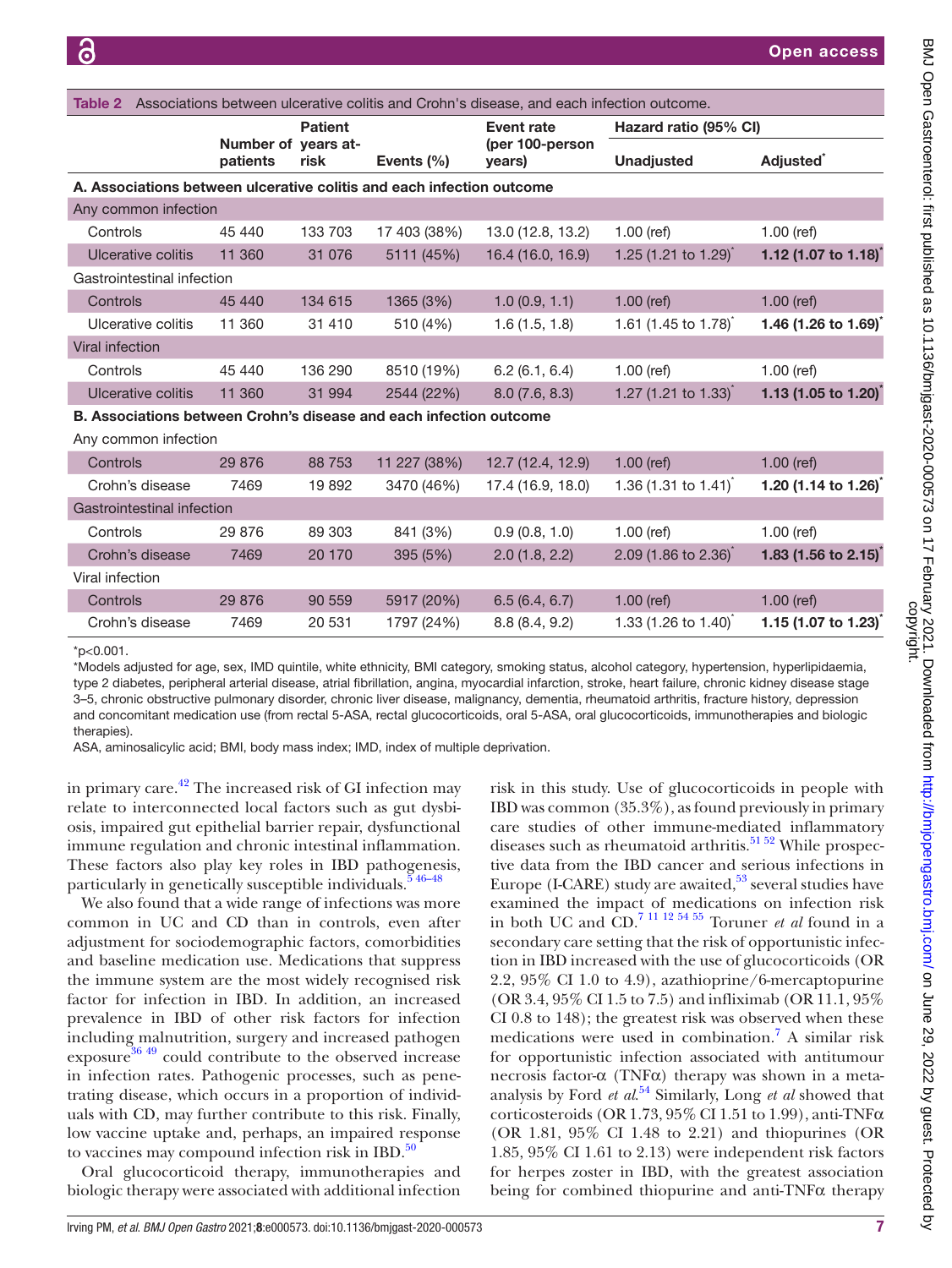**Table 2** Associations between ulcerative colitis and Crohn's disease, and each infection outcome.

| | Number of patients | Patient years at-risk | Events (%) | Event rate (per 100-person years) | Hazard ratio (95% CI) | |
|---|---|---|---|---|---|---|
| | | | | | Unadjusted | Adjusted* |
| **A. Associations between ulcerative colitis and each infection outcome** | | | | | | |
| Any common infection | | | | | | |
| Controls | 45 440 | 133 703 | 17 403 (38%) | 13.0 (12.8, 13.2) | 1.00 (ref) | 1.00 (ref) |
| Ulcerative colitis | 11 360 | 31 076 | 5111 (45%) | 16.4 (16.0, 16.9) | 1.25 (1.21 to 1.29)* | **1.12 (1.07 to 1.18)*** |
| Gastrointestinal infection | | | | | | |
| Controls | 45 440 | 134 615 | 1365 (3%) | 1.0 (0.9, 1.1) | 1.00 (ref) | 1.00 (ref) |
| Ulcerative colitis | 11 360 | 31 410 | 510 (4%) | 1.6 (1.5, 1.8) | 1.61 (1.45 to 1.78)* | **1.46 (1.26 to 1.69)*** |
| Viral infection | | | | | | |
| Controls | 45 440 | 136 290 | 8510 (19%) | 6.2 (6.1, 6.4) | 1.00 (ref) | 1.00 (ref) |
| Ulcerative colitis | 11 360 | 31 994 | 2544 (22%) | 8.0 (7.6, 8.3) | 1.27 (1.21 to 1.33)* | **1.13 (1.05 to 1.20)*** |
| **B. Associations between Crohn's disease and each infection outcome** | | | | | | |
| Any common infection | | | | | | |
| Controls | 29 876 | 88 753 | 11 227 (38%) | 12.7 (12.4, 12.9) | 1.00 (ref) | 1.00 (ref) |
| Crohn's disease | 7469 | 19 892 | 3470 (46%) | 17.4 (16.9, 18.0) | 1.36 (1.31 to 1.41)* | **1.20 (1.14 to 1.26)*** |
| Gastrointestinal infection | | | | | | |
| Controls | 29 876 | 89 303 | 841 (3%) | 0.9 (0.8, 1.0) | 1.00 (ref) | 1.00 (ref) |
| Crohn's disease | 7469 | 20 170 | 395 (5%) | 2.0 (1.8, 2.2) | 2.09 (1.86 to 2.36)* | **1.83 (1.56 to 2.15)*** |
| Viral infection | | | | | | |
| Controls | 29 876 | 90 559 | 5917 (20%) | 6.5 (6.4, 6.7) | 1.00 (ref) | 1.00 (ref) |
| Crohn's disease | 7469 | 20 531 | 1797 (24%) | 8.8 (8.4, 9.2) | 1.33 (1.26 to 1.40)* | **1.15 (1.07 to 1.23)*** |

*p<0.001.

*Models adjusted for age, sex, IMD quintile, white ethnicity, BMI category, smoking status, alcohol category, hypertension, hyperlipidaemia, type 2 diabetes, peripheral arterial disease, atrial fibrillation, angina, myocardial infarction, stroke, heart failure, chronic kidney disease stage 3–5, chronic obstructive pulmonary disorder, chronic liver disease, malignancy, dementia, rheumatoid arthritis, fracture history, depression and concomitant medication use (from rectal 5-ASA, rectal glucocorticoids, oral 5-ASA, oral glucocorticoids, immunotherapies and biologic therapies).

ASA, aminosalicylic acid; BMI, body mass index; IMD, index of multiple deprivation.

in primary care.[42] The increased risk of GI infection may relate to interconnected local factors such as gut dysbiosis, impaired gut epithelial barrier repair, dysfunctional immune regulation and chronic intestinal inflammation. These factors also play key roles in IBD pathogenesis, particularly in genetically susceptible individuals.[5 46–48]

We also found that a wide range of infections was more common in UC and CD than in controls, even after adjustment for sociodemographic factors, comorbidities and baseline medication use. Medications that suppress the immune system are the most widely recognised risk factor for infection in IBD. In addition, an increased prevalence in IBD of other risk factors for infection including malnutrition, surgery and increased pathogen exposure[36 49] could contribute to the observed increase in infection rates. Pathogenic processes, such as penetrating disease, which occurs in a proportion of individuals with CD, may further contribute to this risk. Finally, low vaccine uptake and, perhaps, an impaired response to vaccines may compound infection risk in IBD.[50]

Oral glucocorticoid therapy, immunotherapies and biologic therapy were associated with additional infection risk in this study. Use of glucocorticoids in people with IBD was common (35.3%), as found previously in primary care studies of other immune-mediated inflammatory diseases such as rheumatoid arthritis.[51 52] While prospective data from the IBD cancer and serious infections in Europe (I-CARE) study are awaited,[53] several studies have examined the impact of medications on infection risk in both UC and CD.[7 11 12 54 55] Toruner *et al* found in a secondary care setting that the risk of opportunistic infection in IBD increased with the use of glucocorticoids (OR 2.2, 95% CI 1.0 to 4.9), azathioprine/6-mercaptopurine (OR 3.4, 95% CI 1.5 to 7.5) and infliximab (OR 11.1, 95% CI 0.8 to 148); the greatest risk was observed when these medications were used in combination.[7] A similar risk for opportunistic infection associated with antitumour necrosis factor-α (TNFα) therapy was shown in a meta-analysis by Ford *et al*.[54] Similarly, Long *et al* showed that corticosteroids (OR 1.73, 95% CI 1.51 to 1.99), anti-TNFα (OR 1.81, 95% CI 1.48 to 2.21) and thiopurines (OR 1.85, 95% CI 1.61 to 2.13) were independent risk factors for herpes zoster in IBD, with the greatest association being for combined thiopurine and anti-TNFα therapy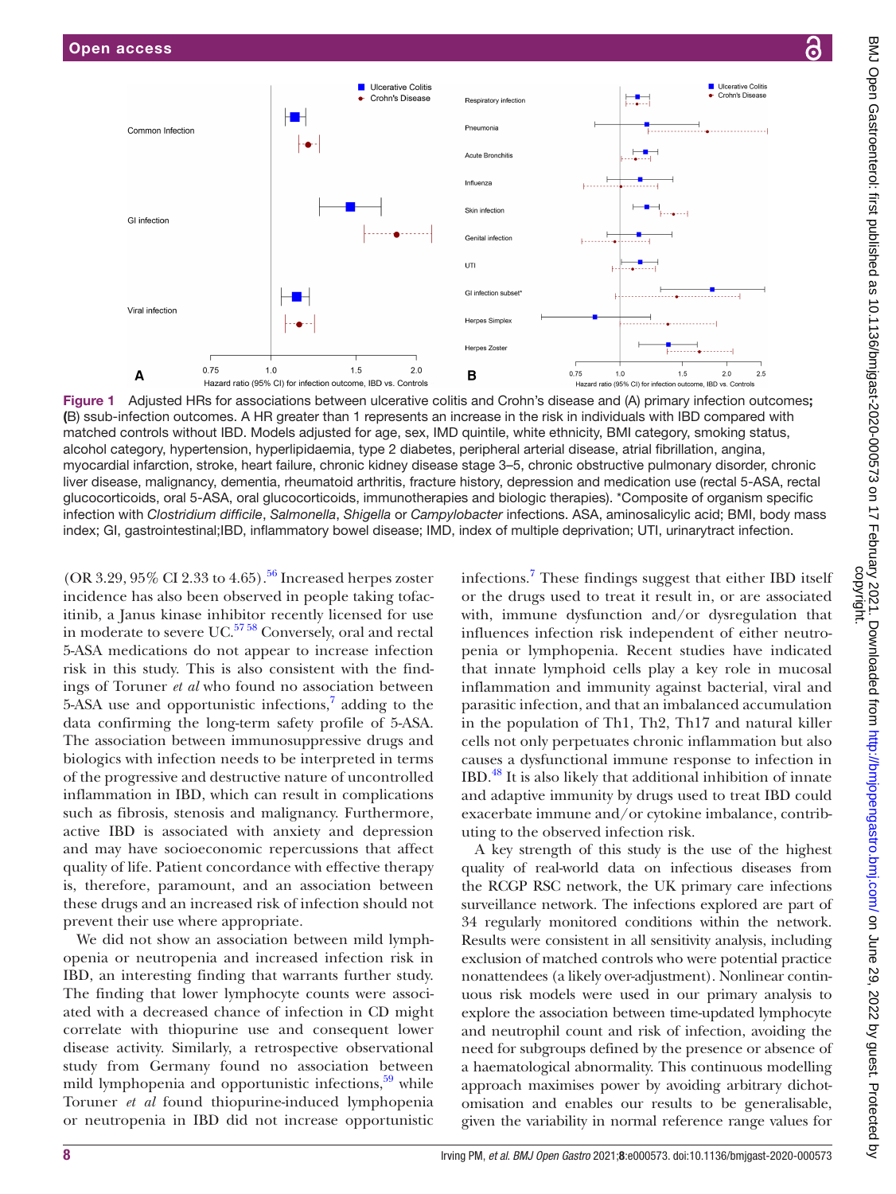Figure 1 Adjusted HRs for associations between ulcerative colitis and Crohn's disease and (A) primary infection outcomes; (B) ssub-infection outcomes. A HR greater than 1 represents an increase in the risk in individuals with IBD compared with matched controls without IBD. Models adjusted for age, sex, IMD quintile, white ethnicity, BMI category, smoking status, alcohol category, hypertension, hyperlipidaemia, type 2 diabetes, peripheral arterial disease, atrial fibrillation, angina, myocardial infarction, stroke, heart failure, chronic kidney disease stage 3–5, chronic obstructive pulmonary disorder, chronic liver disease, malignancy, dementia, rheumatoid arthritis, fracture history, depression and medication use (rectal 5-ASA, rectal glucocorticoids, oral 5-ASA, oral glucocorticoids, immunotherapies and biologic therapies). *Composite of organism specific infection with *Clostridium difficile*, *Salmonella*, *Shigella* or *Campylobacter* infections. ASA, aminosalicylic acid; BMI, body mass index; GI, gastrointestinal;IBD, inflammatory bowel disease; IMD, index of multiple deprivation; UTI, urinarytract infection.

(OR 3.29, 95% CI 2.33 to 4.65).[56] Increased herpes zoster incidence has also been observed in people taking tofacitinib, a Janus kinase inhibitor recently licensed for use in moderate to severe UC.[57,58] Conversely, oral and rectal 5-ASA medications do not appear to increase infection risk in this study. This is also consistent with the findings of Toruner *et al* who found no association between 5-ASA use and opportunistic infections,[7] adding to the data confirming the long-term safety profile of 5-ASA. The association between immunosuppressive drugs and biologics with infection needs to be interpreted in terms of the progressive and destructive nature of uncontrolled inflammation in IBD, which can result in complications such as fibrosis, stenosis and malignancy. Furthermore, active IBD is associated with anxiety and depression and may have socioeconomic repercussions that affect quality of life. Patient concordance with effective therapy is, therefore, paramount, and an association between these drugs and an increased risk of infection should not prevent their use where appropriate.

We did not show an association between mild lymphopenia or neutropenia and increased infection risk in IBD, an interesting finding that warrants further study. The finding that lower lymphocyte counts were associated with a decreased chance of infection in CD might correlate with thiopurine use and consequent lower disease activity. Similarly, a retrospective observational study from Germany found no association between mild lymphopenia and opportunistic infections,[59] while Toruner *et al* found thiopurine-induced lymphopenia or neutropenia in IBD did not increase opportunistic infections.[7] These findings suggest that either IBD itself or the drugs used to treat it result in, or are associated with, immune dysfunction and/or dysregulation that influences infection risk independent of either neutropenia or lymphopenia. Recent studies have indicated that innate lymphoid cells play a key role in mucosal inflammation and immunity against bacterial, viral and parasitic infection, and that an imbalanced accumulation in the population of Th1, Th2, Th17 and natural killer cells not only perpetuates chronic inflammation but also causes a dysfunctional immune response to infection in IBD.[48] It is also likely that additional inhibition of innate and adaptive immunity by drugs used to treat IBD could exacerbate immune and/or cytokine imbalance, contributing to the observed infection risk.

A key strength of this study is the use of the highest quality of real-world data on infectious diseases from the RCGP RSC network, the UK primary care infections surveillance network. The infections explored are part of 34 regularly monitored conditions within the network. Results were consistent in all sensitivity analysis, including exclusion of matched controls who were potential practice nonattendees (a likely over-adjustment). Nonlinear continuous risk models were used in our primary analysis to explore the association between time-updated lymphocyte and neutrophil count and risk of infection, avoiding the need for subgroups defined by the presence or absence of a haematological abnormality. This continuous modelling approach maximises power by avoiding arbitrary dichotomisation and enables our results to be generalisable, given the variability in normal reference range values for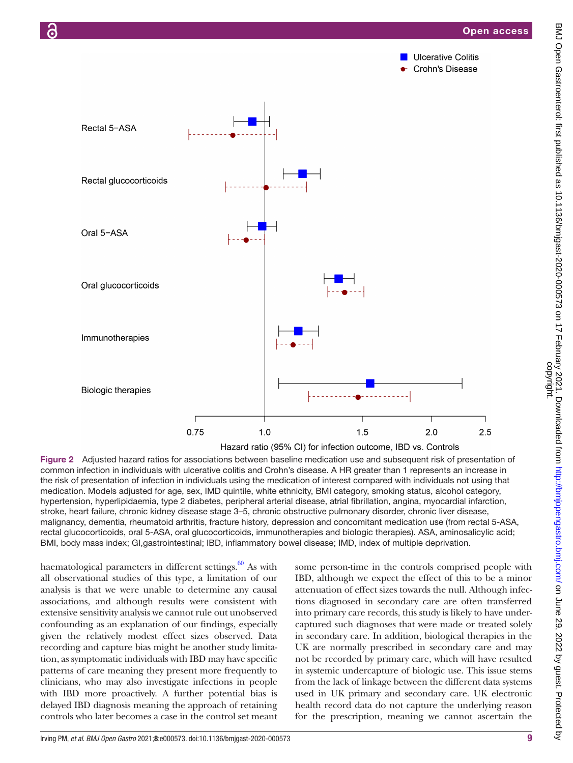Figure 2 Adjusted hazard ratios for associations between baseline medication use and subsequent risk of presentation of common infection in individuals with ulcerative colitis and Crohn's disease. A HR greater than 1 represents an increase in the risk of presentation of infection in individuals using the medication of interest compared with individuals not using that medication. Models adjusted for age, sex, IMD quintile, white ethnicity, BMI category, smoking status, alcohol category, hypertension, hyperlipidaemia, type 2 diabetes, peripheral arterial disease, atrial fibrillation, angina, myocardial infarction, stroke, heart failure, chronic kidney disease stage 3–5, chronic obstructive pulmonary disorder, chronic liver disease, malignancy, dementia, rheumatoid arthritis, fracture history, depression and concomitant medication use (from rectal 5-ASA, rectal glucocorticoids, oral 5-ASA, oral glucocorticoids, immunotherapies and biologic therapies). ASA, aminosalicylic acid; BMI, body mass index; GI,gastrointestinal; IBD, inflammatory bowel disease; IMD, index of multiple deprivation.

haematological parameters in different settings.[60] As with all observational studies of this type, a limitation of our analysis is that we were unable to determine any causal associations, and although results were consistent with extensive sensitivity analysis we cannot rule out unobserved confounding as an explanation of our findings, especially given the relatively modest effect sizes observed. Data recording and capture bias might be another study limitation, as symptomatic individuals with IBD may have specific patterns of care meaning they present more frequently to clinicians, who may also investigate infections in people with IBD more proactively. A further potential bias is delayed IBD diagnosis meaning the approach of retaining controls who later becomes a case in the control set meant some person-time in the controls comprised people with IBD, although we expect the effect of this to be a minor attenuation of effect sizes towards the null. Although infections diagnosed in secondary care are often transferred into primary care records, this study is likely to have undercaptured such diagnoses that were made or treated solely in secondary care. In addition, biological therapies in the UK are normally prescribed in secondary care and may not be recorded by primary care, which will have resulted in systemic undercapture of biologic use. This issue stems from the lack of linkage between the different data systems used in UK primary and secondary care. UK electronic health record data do not capture the underlying reason for the prescription, meaning we cannot ascertain the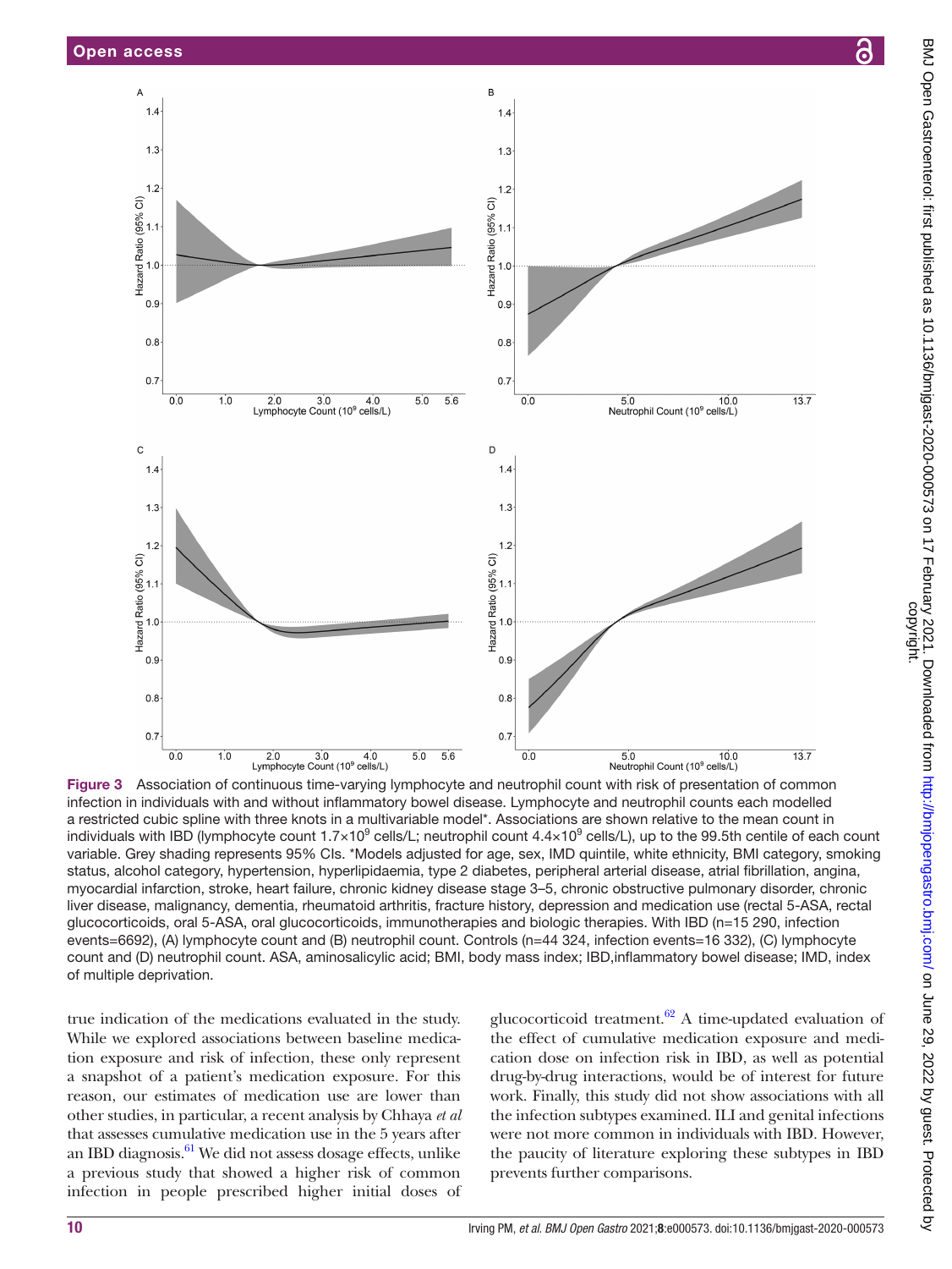Figure 3 Association of continuous time-varying lymphocyte and neutrophil count with risk of presentation of common infection in individuals with and without inflammatory bowel disease. Lymphocyte and neutrophil counts each modelled a restricted cubic spline with three knots in a multivariable model*. Associations are shown relative to the mean count in individuals with IBD (lymphocyte count $1.7\times10^9$ cells/L; neutrophil count $4.4\times10^9$ cells/L), up to the 99.5th centile of each count variable. Grey shading represents 95% CIs. *Models adjusted for age, sex, IMD quintile, white ethnicity, BMI category, smoking status, alcohol category, hypertension, hyperlipidaemia, type 2 diabetes, peripheral arterial disease, atrial fibrillation, angina, myocardial infarction, stroke, heart failure, chronic kidney disease stage 3–5, chronic obstructive pulmonary disorder, chronic liver disease, malignancy, dementia, rheumatoid arthritis, fracture history, depression and medication use (rectal 5-ASA, rectal glucocorticoids, oral 5-ASA, oral glucocorticoids, immunotherapies and biologic therapies. With IBD (n=15 290, infection events=6692), (A) lymphocyte count and (B) neutrophil count. Controls (n=44 324, infection events=16 332), (C) lymphocyte count and (D) neutrophil count. ASA, aminosalicylic acid; BMI, body mass index; IBD,inflammatory bowel disease; IMD, index of multiple deprivation.

true indication of the medications evaluated in the study. While we explored associations between baseline medication exposure and risk of infection, these only represent a snapshot of a patient's medication exposure. For this reason, our estimates of medication use are lower than other studies, in particular, a recent analysis by Chhaya *et al* that assesses cumulative medication use in the 5 years after an IBD diagnosis.[61] We did not assess dosage effects, unlike a previous study that showed a higher risk of common infection in people prescribed higher initial doses of glucocorticoid treatment.[62] A time-updated evaluation of the effect of cumulative medication exposure and medication dose on infection risk in IBD, as well as potential drug-by-drug interactions, would be of interest for future work. Finally, this study did not show associations with all the infection subtypes examined. ILI and genital infections were not more common in individuals with IBD. However, the paucity of literature exploring these subtypes in IBD prevents further comparisons.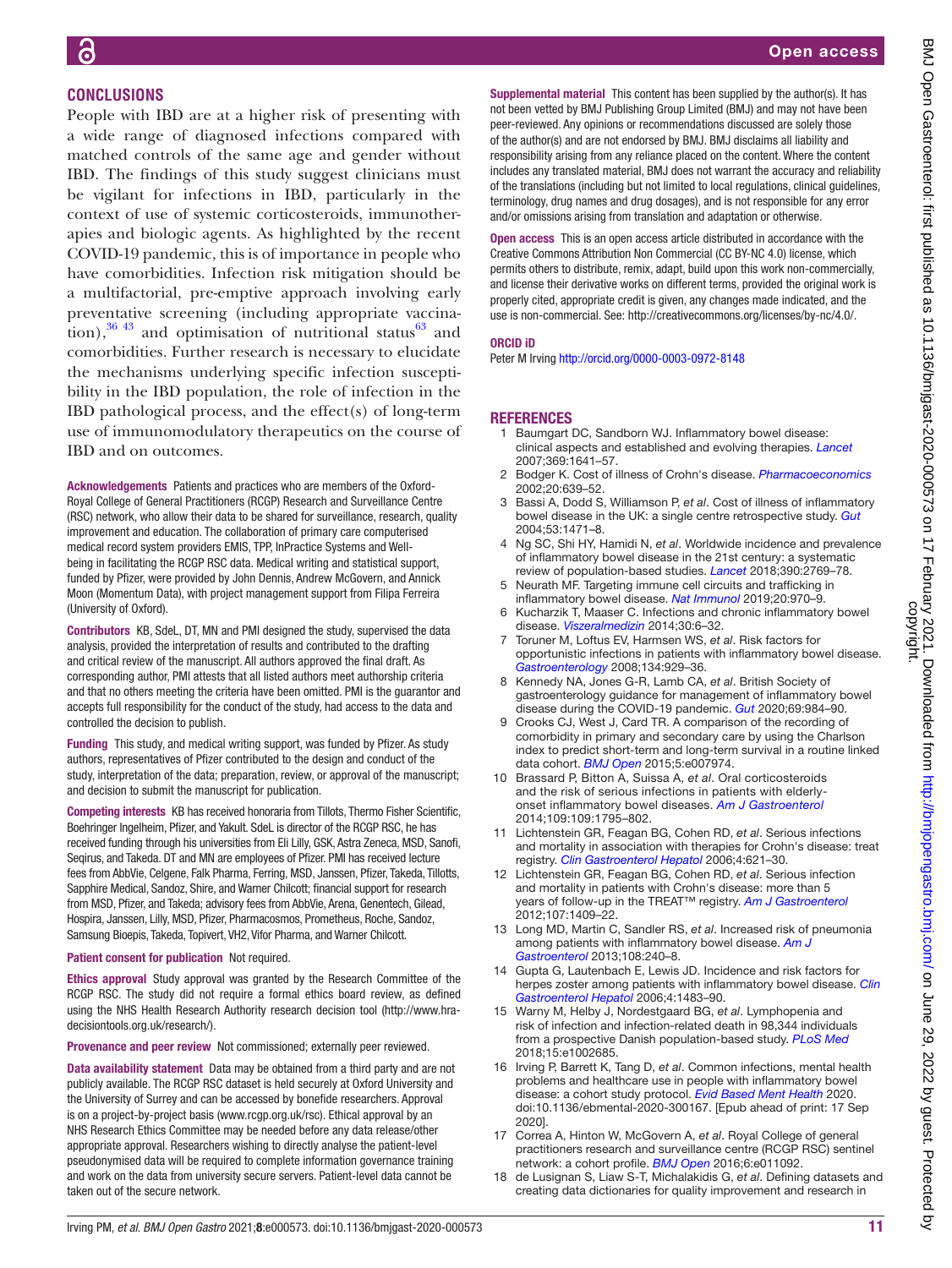## CONCLUSIONS

People with IBD are at a higher risk of presenting with a wide range of diagnosed infections compared with matched controls of the same age and gender without IBD. The findings of this study suggest clinicians must be vigilant for infections in IBD, particularly in the context of use of systemic corticosteroids, immunotherapies and biologic agents. As highlighted by the recent COVID-19 pandemic, this is of importance in people who have comorbidities. Infection risk mitigation should be a multifactorial, pre-emptive approach involving early preventative screening (including appropriate vaccination),[36 43] and optimisation of nutritional status[63] and comorbidities. Further research is necessary to elucidate the mechanisms underlying specific infection susceptibility in the IBD population, the role of infection in the IBD pathological process, and the effect(s) of long-term use of immunomodulatory therapeutics on the course of IBD and on outcomes.

**Acknowledgements** Patients and practices who are members of the Oxford-Royal College of General Practitioners (RCGP) Research and Surveillance Centre (RSC) network, who allow their data to be shared for surveillance, research, quality improvement and education. The collaboration of primary care computerised medical record system providers EMIS, TPP, InPractice Systems and Wellbeing in facilitating the RCGP RSC data. Medical writing and statistical support, funded by Pfizer, were provided by John Dennis, Andrew McGovern, and Annick Moon (Momentum Data), with project management support from Filipa Ferreira (University of Oxford).

**Contributors** KB, SdeL, DT, MN and PMI designed the study, supervised the data analysis, provided the interpretation of results and contributed to the drafting and critical review of the manuscript. All authors approved the final draft. As corresponding author, PMI attests that all listed authors meet authorship criteria and that no others meeting the criteria have been omitted. PMI is the guarantor and accepts full responsibility for the conduct of the study, had access to the data and controlled the decision to publish.

**Funding** This study, and medical writing support, was funded by Pfizer. As study authors, representatives of Pfizer contributed to the design and conduct of the study, interpretation of the data; preparation, review, or approval of the manuscript; and decision to submit the manuscript for publication.

**Competing interests** KB has received honoraria from Tillots, Thermo Fisher Scientific, Boehringer Ingelheim, Pfizer, and Yakult. SdeL is director of the RCGP RSC, he has received funding through his universities from Eli Lilly, GSK, Astra Zeneca, MSD, Sanofi, Seqirus, and Takeda. DT and MN are employees of Pfizer. PMI has received lecture fees from AbbVie, Celgene, Falk Pharma, Ferring, MSD, Janssen, Pfizer, Takeda, Tillotts, Sapphire Medical, Sandoz, Shire, and Warner Chilcott; financial support for research from MSD, Pfizer, and Takeda; advisory fees from AbbVie, Arena, Genentech, Gilead, Hospira, Janssen, Lilly, MSD, Pfizer, Pharmacosmos, Prometheus, Roche, Sandoz, Samsung Bioepis, Takeda, Topivert, VH2, Vifor Pharma, and Warner Chilcott.

**Patient consent for publication** Not required.

**Ethics approval** Study approval was granted by the Research Committee of the RCGP RSC. The study did not require a formal ethics board review, as defined using the NHS Health Research Authority research decision tool (http://www.hra-decisiontools.org.uk/research/).

**Provenance and peer review** Not commissioned; externally peer reviewed.

**Data availability statement** Data may be obtained from a third party and are not publicly available. The RCGP RSC dataset is held securely at Oxford University and the University of Surrey and can be accessed by bonefide researchers. Approval is on a project-by-project basis (www.rcgp.org.uk/rsc). Ethical approval by an NHS Research Ethics Committee may be needed before any data release/other appropriate approval. Researchers wishing to directly analyse the patient-level pseudonymised data will be required to complete information governance training and work on the data from university secure servers. Patient-level data cannot be taken out of the secure network.

**Supplemental material** This content has been supplied by the author(s). It has not been vetted by BMJ Publishing Group Limited (BMJ) and may not have been peer-reviewed. Any opinions or recommendations discussed are solely those of the author(s) and are not endorsed by BMJ. BMJ disclaims all liability and responsibility arising from any reliance placed on the content. Where the content includes any translated material, BMJ does not warrant the accuracy and reliability of the translations (including but not limited to local regulations, clinical guidelines, terminology, drug names and drug dosages), and is not responsible for any error and/or omissions arising from translation and adaptation or otherwise.

**Open access** This is an open access article distributed in accordance with the Creative Commons Attribution Non Commercial (CC BY-NC 4.0) license, which permits others to distribute, remix, adapt, build upon this work non-commercially, and license their derivative works on different terms, provided the original work is properly cited, appropriate credit is given, any changes made indicated, and the use is non-commercial. See: http://creativecommons.org/licenses/by-nc/4.0/.

**ORCID iD**

Peter M Irving http://orcid.org/0000-0003-0972-8148

## REFERENCES

1. Baumgart DC, Sandborn WJ. Inflammatory bowel disease: clinical aspects and established and evolving therapies. *Lancet* 2007;369:1641–57.
2. Bodger K. Cost of illness of Crohn's disease. *Pharmacoeconomics* 2002;20:639–52.
3. Bassi A, Dodd S, Williamson P, *et al*. Cost of illness of inflammatory bowel disease in the UK: a single centre retrospective study. *Gut* 2004;53:1471–8.
4. Ng SC, Shi HY, Hamidi N, *et al*. Worldwide incidence and prevalence of inflammatory bowel disease in the 21st century: a systematic review of population-based studies. *Lancet* 2018;390:2769–78.
5. Neurath MF. Targeting immune cell circuits and trafficking in inflammatory bowel disease. *Nat Immunol* 2019;20:970–9.
6. Kucharzik T, Maaser C. Infections and chronic inflammatory bowel disease. *Viszeralmedizin* 2014;30:6–32.
7. Toruner M, Loftus EV, Harmsen WS, *et al*. Risk factors for opportunistic infections in patients with inflammatory bowel disease. *Gastroenterology* 2008;134:929–36.
8. Kennedy NA, Jones G-R, Lamb CA, *et al*. British Society of gastroenterology guidance for management of inflammatory bowel disease during the COVID-19 pandemic. *Gut* 2020;69:984–90.
9. Crooks CJ, West J, Card TR. A comparison of the recording of comorbidity in primary and secondary care by using the Charlson index to predict short-term and long-term survival in a routine linked data cohort. *BMJ Open* 2015;5:e007974.
10. Brassard P, Bitton A, Suissa A, *et al*. Oral corticosteroids and the risk of serious infections in patients with elderly-onset inflammatory bowel diseases. *Am J Gastroenterol* 2014;109:109:1795–802.
11. Lichtenstein GR, Feagan BG, Cohen RD, *et al*. Serious infections and mortality in association with therapies for Crohn's disease: treat registry. *Clin Gastroenterol Hepatol* 2006;4:621–30.
12. Lichtenstein GR, Feagan BG, Cohen RD, *et al*. Serious infection and mortality in patients with Crohn's disease: more than 5 years of follow-up in the TREAT™ registry. *Am J Gastroenterol* 2012;107:1409–22.
13. Long MD, Martin C, Sandler RS, *et al*. Increased risk of pneumonia among patients with inflammatory bowel disease. *Am J Gastroenterol* 2013;108:240–8.
14. Gupta G, Lautenbach E, Lewis JD. Incidence and risk factors for herpes zoster among patients with inflammatory bowel disease. *Clin Gastroenterol Hepatol* 2006;4:1483–90.
15. Warny M, Helby J, Nordestgaard BG, *et al*. Lymphopenia and risk of infection and infection-related death in 98,344 individuals from a prospective Danish population-based study. *PLoS Med* 2018;15:e1002685.
16. Irving P, Barrett K, Tang D, *et al*. Common infections, mental health problems and healthcare use in people with inflammatory bowel disease: a cohort study protocol. *Evid Based Ment Health* 2020. doi:10.1136/ebmental-2020-300167. [Epub ahead of print: 17 Sep 2020].
17. Correa A, Hinton W, McGovern A, *et al*. Royal College of general practitioners research and surveillance centre (RCGP RSC) sentinel network: a cohort profile. *BMJ Open* 2016;6:e011092.
18. de Lusignan S, Liaw S-T, Michalakidis G, *et al*. Defining datasets and creating data dictionaries for quality improvement and research in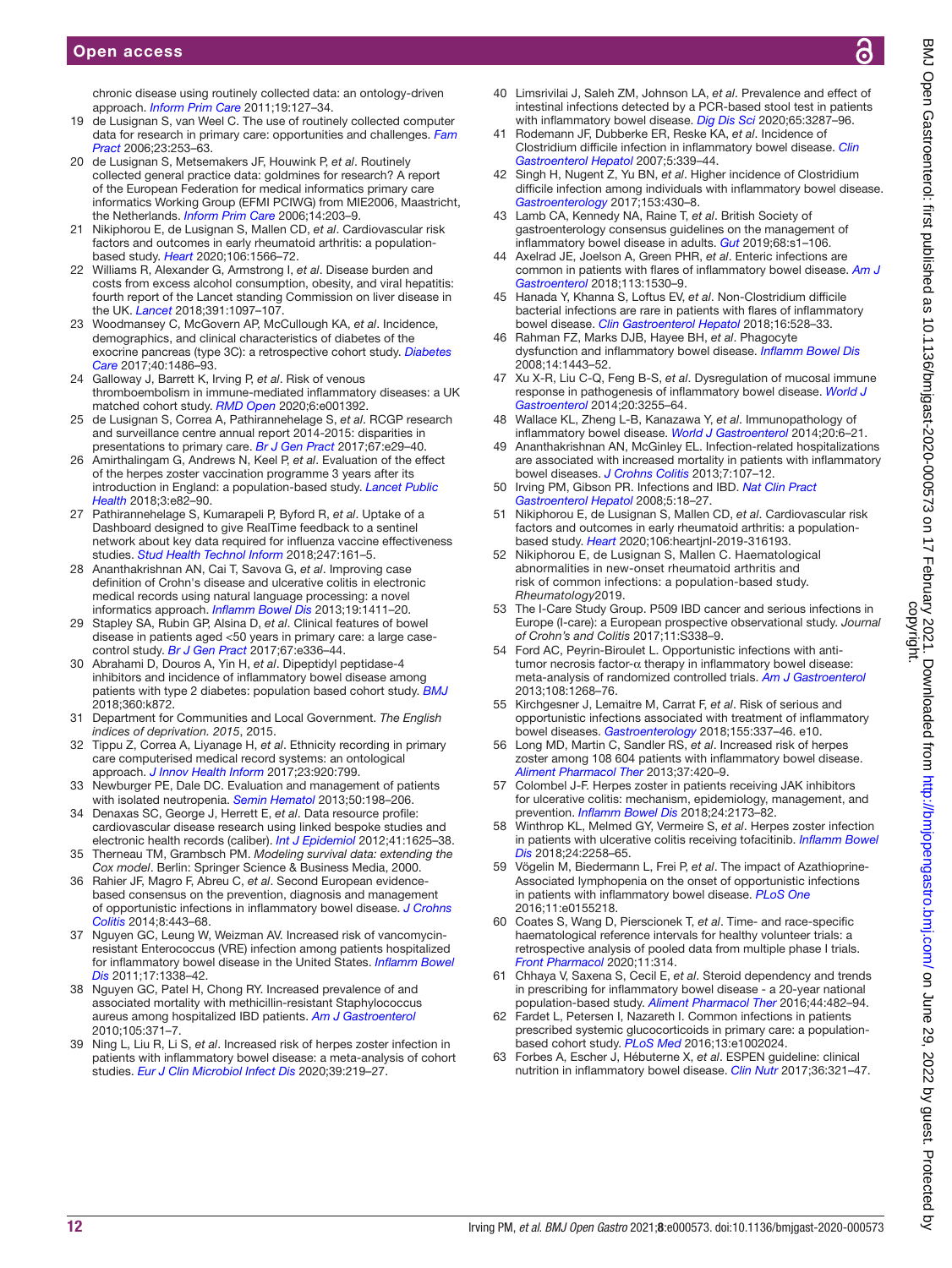chronic disease using routinely collected data: an ontology-driven approach. *Inform Prim Care* 2011;19:127–34.
19. de Lusignan S, van Weel C. The use of routinely collected computer data for research in primary care: opportunities and challenges. *Fam Pract* 2006;23:253–63.
20. de Lusignan S, Metsemakers JF, Houwink P, *et al*. Routinely collected general practice data: goldmines for research? A report of the European Federation for medical informatics primary care informatics Working Group (EFMI PCIWG) from MIE2006, Maastricht, the Netherlands. *Inform Prim Care* 2006;14:203–9.
21. Nikiphorou E, de Lusignan S, Mallen CD, *et al*. Cardiovascular risk factors and outcomes in early rheumatoid arthritis: a population-based study. *Heart* 2020;106:1566–72.
22. Williams R, Alexander G, Armstrong I, *et al*. Disease burden and costs from excess alcohol consumption, obesity, and viral hepatitis: fourth report of the Lancet standing Commission on liver disease in the UK. *Lancet* 2018;391:1097–107.
23. Woodmansey C, McGovern AP, McCullough KA, *et al*. Incidence, demographics, and clinical characteristics of diabetes of the exocrine pancreas (type 3C): a retrospective cohort study. *Diabetes Care* 2017;40:1486–93.
24. Galloway J, Barrett K, Irving P, *et al*. Risk of venous thromboembolism in immune-mediated inflammatory diseases: a UK matched cohort study. *RMD Open* 2020;6:e001392.
25. de Lusignan S, Correa A, Pathirannehelage S, *et al*. RCGP research and surveillance centre annual report 2014-2015: disparities in presentations to primary care. *Br J Gen Pract* 2017;67:e29–40.
26. Amirthalingam G, Andrews N, Keel P, *et al*. Evaluation of the effect of the herpes zoster vaccination programme 3 years after its introduction in England: a population-based study. *Lancet Public Health* 2018;3:e82–90.
27. Pathirannehelage S, Kumarapeli P, Byford R, *et al*. Uptake of a Dashboard designed to give RealTime feedback to a sentinel network about key data required for influenza vaccine effectiveness studies. *Stud Health Technol Inform* 2018;247:161–5.
28. Ananthakrishnan AN, Cai T, Savova G, *et al*. Improving case definition of Crohn's disease and ulcerative colitis in electronic medical records using natural language processing: a novel informatics approach. *Inflamm Bowel Dis* 2013;19:1411–20.
29. Stapley SA, Rubin GP, Alsina D, *et al*. Clinical features of bowel disease in patients aged <50 years in primary care: a large case-control study. *Br J Gen Pract* 2017;67:e336–44.
30. Abrahami D, Douros A, Yin H, *et al*. Dipeptidyl peptidase-4 inhibitors and incidence of inflammatory bowel disease among patients with type 2 diabetes: population based cohort study. *BMJ* 2018;360:k872.
31. Department for Communities and Local Government. *The English indices of deprivation. 2015*, 2015.
32. Tippu Z, Correa A, Liyanage H, *et al*. Ethnicity recording in primary care computerised medical record systems: an ontological approach. *J Innov Health Inform* 2017;23:920:799.
33. Newburger PE, Dale DC. Evaluation and management of patients with isolated neutropenia. *Semin Hematol* 2013;50:198–206.
34. Denaxas SC, George J, Herrett E, *et al*. Data resource profile: cardiovascular disease research using linked bespoke studies and electronic health records (caliber). *Int J Epidemiol* 2012;41:1625–38.
35. Therneau TM, Grambsch PM. *Modeling survival data: extending the Cox model*. Berlin: Springer Science & Business Media, 2000.
36. Rahier JF, Magro F, Abreu C, *et al*. Second European evidence-based consensus on the prevention, diagnosis and management of opportunistic infections in inflammatory bowel disease. *J Crohns Colitis* 2014;8:443–68.
37. Nguyen GC, Leung W, Weizman AV. Increased risk of vancomycin-resistant Enterococcus (VRE) infection among patients hospitalized for inflammatory bowel disease in the United States. *Inflamm Bowel Dis* 2011;17:1338–42.
38. Nguyen GC, Patel H, Chong RY. Increased prevalence of and associated mortality with methicillin-resistant Staphylococcus aureus among hospitalized IBD patients. *Am J Gastroenterol* 2010;105:371–7.
39. Ning L, Liu R, Li S, *et al*. Increased risk of herpes zoster infection in patients with inflammatory bowel disease: a meta-analysis of cohort studies. *Eur J Clin Microbiol Infect Dis* 2020;39:219–27.
40. Limsrivilai J, Saleh ZM, Johnson LA, *et al*. Prevalence and effect of intestinal infections detected by a PCR-based stool test in patients with inflammatory bowel disease. *Dig Dis Sci* 2020;65:3287–96.
41. Rodemann JF, Dubberke ER, Reske KA, *et al*. Incidence of Clostridium difficile infection in inflammatory bowel disease. *Clin Gastroenterol Hepatol* 2007;5:339–44.
42. Singh H, Nugent Z, Yu BN, *et al*. Higher incidence of Clostridium difficile infection among individuals with inflammatory bowel disease. *Gastroenterology* 2017;153:430–8.
43. Lamb CA, Kennedy NA, Raine T, *et al*. British Society of gastroenterology consensus guidelines on the management of inflammatory bowel disease in adults. *Gut* 2019;68:s1–106.
44. Axelrad JE, Joelson A, Green PHR, *et al*. Enteric infections are common in patients with flares of inflammatory bowel disease. *Am J Gastroenterol* 2018;113:1530–9.
45. Hanada Y, Khanna S, Loftus EV, *et al*. Non-Clostridium difficile bacterial infections are rare in patients with flares of inflammatory bowel disease. *Clin Gastroenterol Hepatol* 2018;16:528–33.
46. Rahman FZ, Marks DJB, Hayee BH, *et al*. Phagocyte dysfunction and inflammatory bowel disease. *Inflamm Bowel Dis* 2008;14:1443–52.
47. Xu X-R, Liu C-Q, Feng B-S, *et al*. Dysregulation of mucosal immune response in pathogenesis of inflammatory bowel disease. *World J Gastroenterol* 2014;20:3255–64.
48. Wallace KL, Zheng L-B, Kanazawa Y, *et al*. Immunopathology of inflammatory bowel disease. *World J Gastroenterol* 2014;20:6–21.
49. Ananthakrishnan AN, McGinley EL. Infection-related hospitalizations are associated with increased mortality in patients with inflammatory bowel diseases. *J Crohns Colitis* 2013;7:107–12.
50. Irving PM, Gibson PR. Infections and IBD. *Nat Clin Pract Gastroenterol Hepatol* 2008;5:18–27.
51. Nikiphorou E, de Lusignan S, Mallen CD, *et al*. Cardiovascular risk factors and outcomes in early rheumatoid arthritis: a population-based study. *Heart* 2020;106:heartjnl-2019-316193.
52. Nikiphorou E, de Lusignan S, Mallen C. Haematological abnormalities in new-onset rheumatoid arthritis and risk of common infections: a population-based study. *Rheumatology*2019.
53. The I-Care Study Group. P509 IBD cancer and serious infections in Europe (I-care): a European prospective observational study. *Journal of Crohn's and Colitis* 2017;11:S338–9.
54. Ford AC, Peyrin-Biroulet L. Opportunistic infections with anti-tumor necrosis factor-α therapy in inflammatory bowel disease: meta-analysis of randomized controlled trials. *Am J Gastroenterol* 2013;108:1268–76.
55. Kirchgesner J, Lemaitre M, Carrat F, *et al*. Risk of serious and opportunistic infections associated with treatment of inflammatory bowel diseases. *Gastroenterology* 2018;155:337–46. e10.
56. Long MD, Martin C, Sandler RS, *et al*. Increased risk of herpes zoster among 108 604 patients with inflammatory bowel disease. *Aliment Pharmacol Ther* 2013;37:420–9.
57. Colombel J-F. Herpes zoster in patients receiving JAK inhibitors for ulcerative colitis: mechanism, epidemiology, management, and prevention. *Inflamm Bowel Dis* 2018;24:2173–82.
58. Winthrop KL, Melmed GY, Vermeire S, *et al*. Herpes zoster infection in patients with ulcerative colitis receiving tofacitinib. *Inflamm Bowel Dis* 2018;24:2258–65.
59. Vögelin M, Biedermann L, Frei P, *et al*. The impact of Azathioprine-Associated lymphopenia on the onset of opportunistic infections in patients with inflammatory bowel disease. *PLoS One* 2016;11:e0155218.
60. Coates S, Wang D, Pierscionek T, *et al*. Time- and race-specific haematological reference intervals for healthy volunteer trials: a retrospective analysis of pooled data from multiple phase I trials. *Front Pharmacol* 2020;11:314.
61. Chhaya V, Saxena S, Cecil E, *et al*. Steroid dependency and trends in prescribing for inflammatory bowel disease - a 20-year national population-based study. *Aliment Pharmacol Ther* 2016;44:482–94.
62. Fardet L, Petersen I, Nazareth I. Common infections in patients prescribed systemic glucocorticoids in primary care: a population-based cohort study. *PLoS Med* 2016;13:e1002024.
63. Forbes A, Escher J, Hébuterne X, *et al*. ESPEN guideline: clinical nutrition in inflammatory bowel disease. *Clin Nutr* 2017;36:321–47.